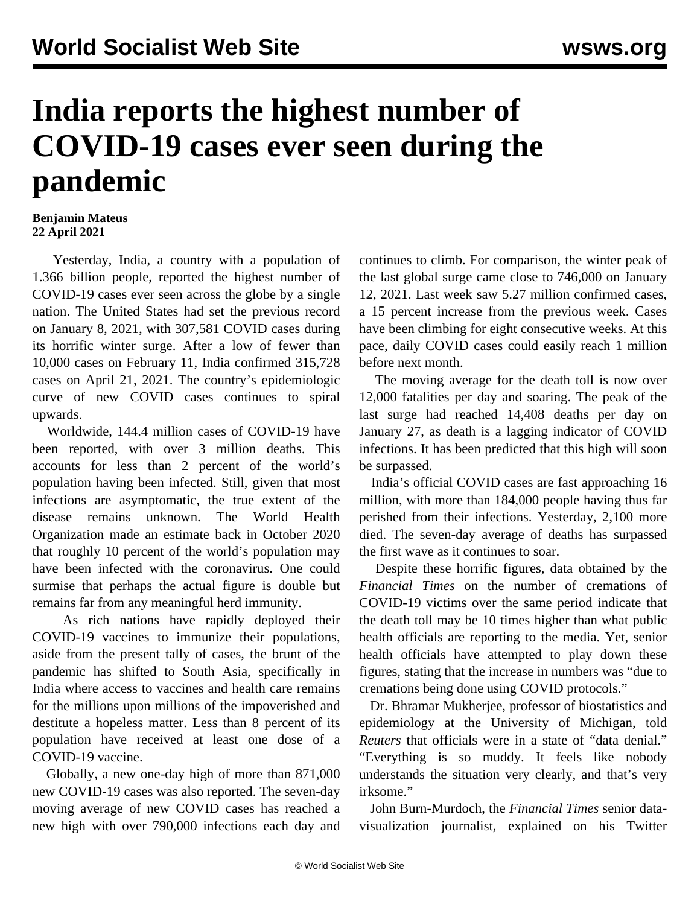# India reports the highest number of COVID-19 cases ever seen during the pandemic

**Benjamin Mateus**
**22 April 2021**

Yesterday, India, a country with a population of 1.366 billion people, reported the highest number of COVID-19 cases ever seen across the globe by a single nation. The United States had set the previous record on January 8, 2021, with 307,581 COVID cases during its horrific winter surge. After a low of fewer than 10,000 cases on February 11, India confirmed 315,728 cases on April 21, 2021. The country's epidemiologic curve of new COVID cases continues to spiral upwards.

Worldwide, 144.4 million cases of COVID-19 have been reported, with over 3 million deaths. This accounts for less than 2 percent of the world's population having been infected. Still, given that most infections are asymptomatic, the true extent of the disease remains unknown. The World Health Organization made an estimate back in October 2020 that roughly 10 percent of the world's population may have been infected with the coronavirus. One could surmise that perhaps the actual figure is double but remains far from any meaningful herd immunity.

As rich nations have rapidly deployed their COVID-19 vaccines to immunize their populations, aside from the present tally of cases, the brunt of the pandemic has shifted to South Asia, specifically in India where access to vaccines and health care remains for the millions upon millions of the impoverished and destitute a hopeless matter. Less than 8 percent of its population have received at least one dose of a COVID-19 vaccine.

Globally, a new one-day high of more than 871,000 new COVID-19 cases was also reported. The seven-day moving average of new COVID cases has reached a new high with over 790,000 infections each day and continues to climb. For comparison, the winter peak of the last global surge came close to 746,000 on January 12, 2021. Last week saw 5.27 million confirmed cases, a 15 percent increase from the previous week. Cases have been climbing for eight consecutive weeks. At this pace, daily COVID cases could easily reach 1 million before next month.

The moving average for the death toll is now over 12,000 fatalities per day and soaring. The peak of the last surge had reached 14,408 deaths per day on January 27, as death is a lagging indicator of COVID infections. It has been predicted that this high will soon be surpassed.

India's official COVID cases are fast approaching 16 million, with more than 184,000 people having thus far perished from their infections. Yesterday, 2,100 more died. The seven-day average of deaths has surpassed the first wave as it continues to soar.

Despite these horrific figures, data obtained by the *Financial Times* on the number of cremations of COVID-19 victims over the same period indicate that the death toll may be 10 times higher than what public health officials are reporting to the media. Yet, senior health officials have attempted to play down these figures, stating that the increase in numbers was "due to cremations being done using COVID protocols."

Dr. Bhramar Mukherjee, professor of biostatistics and epidemiology at the University of Michigan, told *Reuters* that officials were in a state of "data denial." "Everything is so muddy. It feels like nobody understands the situation very clearly, and that's very irksome."

John Burn-Murdoch, the *Financial Times* senior data-visualization journalist, explained on his Twitter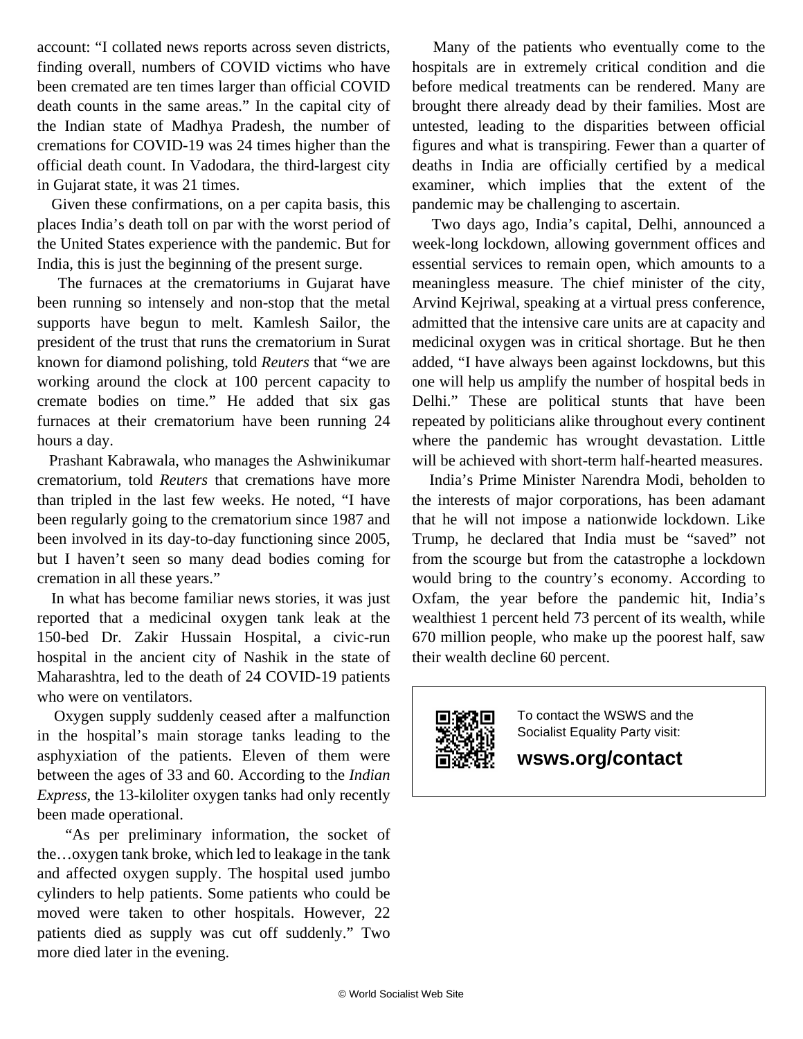account: "I collated news reports across seven districts, finding overall, numbers of COVID victims who have been cremated are ten times larger than official COVID death counts in the same areas." In the capital city of the Indian state of Madhya Pradesh, the number of cremations for COVID-19 was 24 times higher than the official death count. In Vadodara, the third-largest city in Gujarat state, it was 21 times.

Given these confirmations, on a per capita basis, this places India's death toll on par with the worst period of the United States experience with the pandemic. But for India, this is just the beginning of the present surge.

The furnaces at the crematoriums in Gujarat have been running so intensely and non-stop that the metal supports have begun to melt. Kamlesh Sailor, the president of the trust that runs the crematorium in Surat known for diamond polishing, told *Reuters* that "we are working around the clock at 100 percent capacity to cremate bodies on time." He added that six gas furnaces at their crematorium have been running 24 hours a day.

Prashant Kabrawala, who manages the Ashwinikumar crematorium, told *Reuters* that cremations have more than tripled in the last few weeks. He noted, "I have been regularly going to the crematorium since 1987 and been involved in its day-to-day functioning since 2005, but I haven't seen so many dead bodies coming for cremation in all these years."

In what has become familiar news stories, it was just reported that a medicinal oxygen tank leak at the 150-bed Dr. Zakir Hussain Hospital, a civic-run hospital in the ancient city of Nashik in the state of Maharashtra, led to the death of 24 COVID-19 patients who were on ventilators.

Oxygen supply suddenly ceased after a malfunction in the hospital's main storage tanks leading to the asphyxiation of the patients. Eleven of them were between the ages of 33 and 60. According to the *Indian Express*, the 13-kiloliter oxygen tanks had only recently been made operational.

"As per preliminary information, the socket of the…oxygen tank broke, which led to leakage in the tank and affected oxygen supply. The hospital used jumbo cylinders to help patients. Some patients who could be moved were taken to other hospitals. However, 22 patients died as supply was cut off suddenly." Two more died later in the evening.

Many of the patients who eventually come to the hospitals are in extremely critical condition and die before medical treatments can be rendered. Many are brought there already dead by their families. Most are untested, leading to the disparities between official figures and what is transpiring. Fewer than a quarter of deaths in India are officially certified by a medical examiner, which implies that the extent of the pandemic may be challenging to ascertain.

Two days ago, India's capital, Delhi, announced a week-long lockdown, allowing government offices and essential services to remain open, which amounts to a meaningless measure. The chief minister of the city, Arvind Kejriwal, speaking at a virtual press conference, admitted that the intensive care units are at capacity and medicinal oxygen was in critical shortage. But he then added, "I have always been against lockdowns, but this one will help us amplify the number of hospital beds in Delhi." These are political stunts that have been repeated by politicians alike throughout every continent where the pandemic has wrought devastation. Little will be achieved with short-term half-hearted measures.

India's Prime Minister Narendra Modi, beholden to the interests of major corporations, has been adamant that he will not impose a nationwide lockdown. Like Trump, he declared that India must be "saved" not from the scourge but from the catastrophe a lockdown would bring to the country's economy. According to Oxfam, the year before the pandemic hit, India's wealthiest 1 percent held 73 percent of its wealth, while 670 million people, who make up the poorest half, saw their wealth decline 60 percent.

To contact the WSWS and the Socialist Equality Party visit:

**wsws.org/contact**